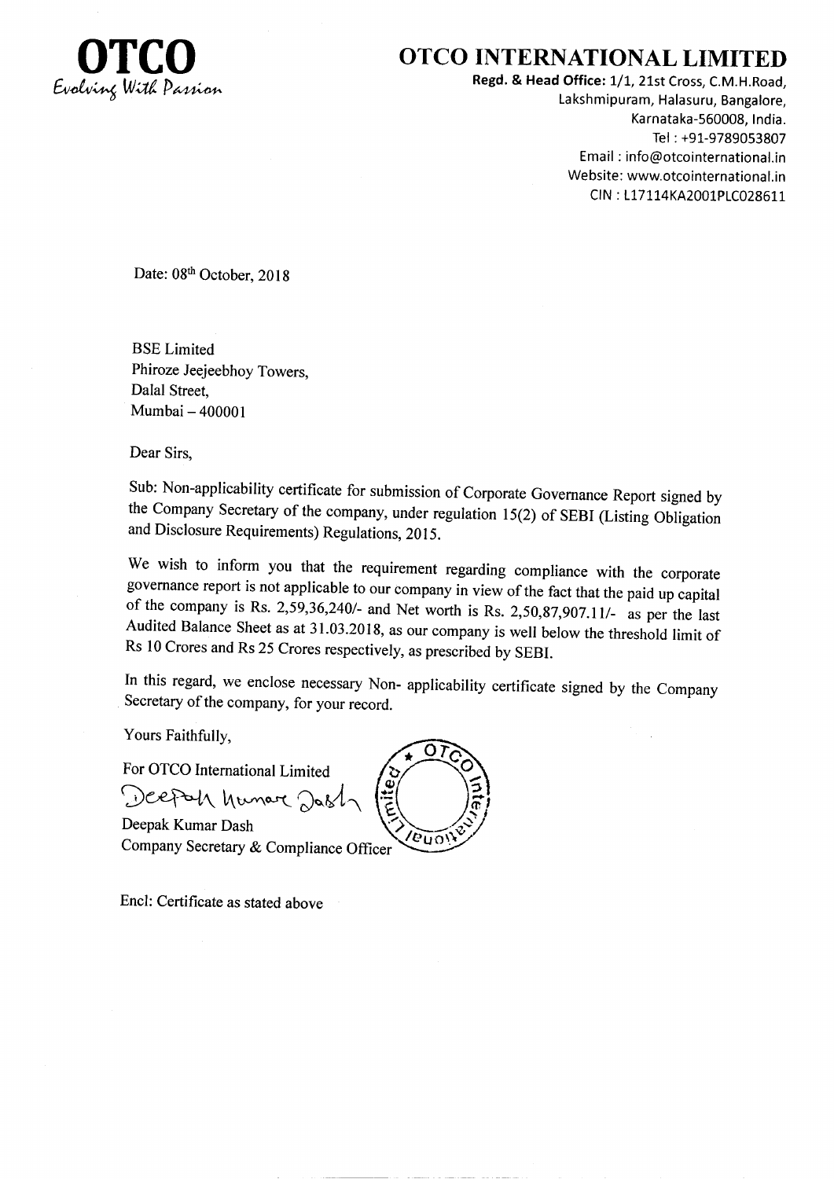**OTCO**
*Evolving With Passion*

# OTCO INTERNATIONAL LIMITED

**Regd. & Head Office:** 1/1, 21st Cross, C.M.H.Road,
Lakshmipuram, Halasuru, Bangalore,
Karnataka-560008, India.
Tel : +91-9789053807
Email : info@otcointernational.in
Website: www.otcointernational.in
CIN : L17114KA2001PLC028611

Date: 08th October, 2018

BSE Limited
Phiroze Jeejeebhoy Towers,
Dalal Street,
Mumbai – 400001

Dear Sirs,

Sub: Non-applicability certificate for submission of Corporate Governance Report signed by the Company Secretary of the company, under regulation 15(2) of SEBI (Listing Obligation and Disclosure Requirements) Regulations, 2015.

We wish to inform you that the requirement regarding compliance with the corporate governance report is not applicable to our company in view of the fact that the paid up capital of the company is Rs. 2,59,36,240/- and Net worth is Rs. 2,50,87,907.11/- as per the last Audited Balance Sheet as at 31.03.2018, as our company is well below the threshold limit of Rs 10 Crores and Rs 25 Crores respectively, as prescribed by SEBI.

In this regard, we enclose necessary Non- applicability certificate signed by the Company Secretary of the company, for your record.

Yours Faithfully,

For OTCO International Limited

Deepak Kumar Dash

Deepak Kumar Dash
Company Secretary & Compliance Officer

Encl: Certificate as stated above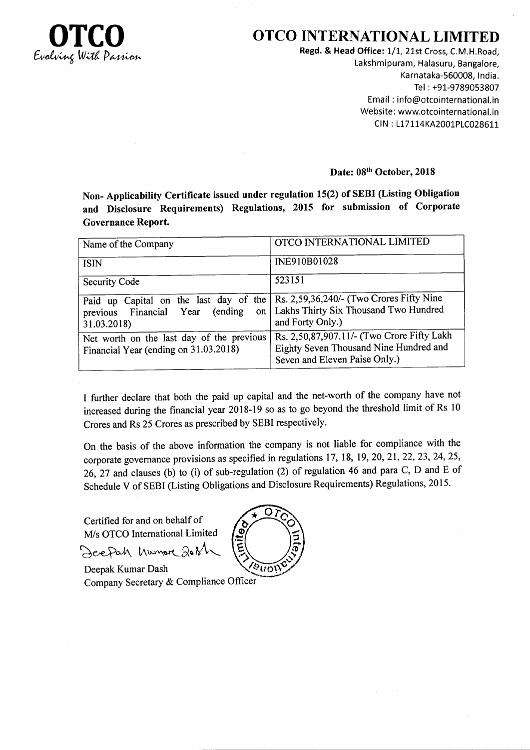**OTCO**
*Evolving With Passion*

# OTCO INTERNATIONAL LIMITED

**Regd. & Head Office:** 1/1, 21st Cross, C.M.H.Road,
Lakshmipuram, Halasuru, Bangalore,
Karnataka-560008, India.
Tel : +91-9789053807
Email : info@otcointernational.in
Website: www.otcointernational.in
CIN : L17114KA2001PLC028611

**Date: 08th October, 2018**

**Non- Applicability Certificate issued under regulation 15(2) of SEBI (Listing Obligation and Disclosure Requirements) Regulations, 2015 for submission of Corporate Governance Report.**

| | |
|---|---|
| Name of the Company | OTCO INTERNATIONAL LIMITED |
| ISIN | INE910B01028 |
| Security Code | 523151 |
| Paid up Capital on the last day of the previous Financial Year (ending on 31.03.2018) | Rs. 2,59,36,240/- (Two Crores Fifty Nine Lakhs Thirty Six Thousand Two Hundred and Forty Only.) |
| Net worth on the last day of the previous Financial Year (ending on 31.03.2018) | Rs. 2,50,87,907.11/- (Two Crore Fifty Lakh Eighty Seven Thousand Nine Hundred and Seven and Eleven Paise Only.) |

I further declare that both the paid up capital and the net-worth of the company have not increased during the financial year 2018-19 so as to go beyond the threshold limit of Rs 10 Crores and Rs 25 Crores as prescribed by SEBI respectively.

On the basis of the above information the company is not liable for compliance with the corporate governance provisions as specified in regulations 17, 18, 19, 20, 21, 22, 23, 24, 25, 26, 27 and clauses (b) to (i) of sub-regulation (2) of regulation 46 and para C, D and E of Schedule V of SEBI (Listing Obligations and Disclosure Requirements) Regulations, 2015.

Certified for and on behalf of
M/s OTCO International Limited

Deepak Kumar Dash
Company Secretary & Compliance Officer